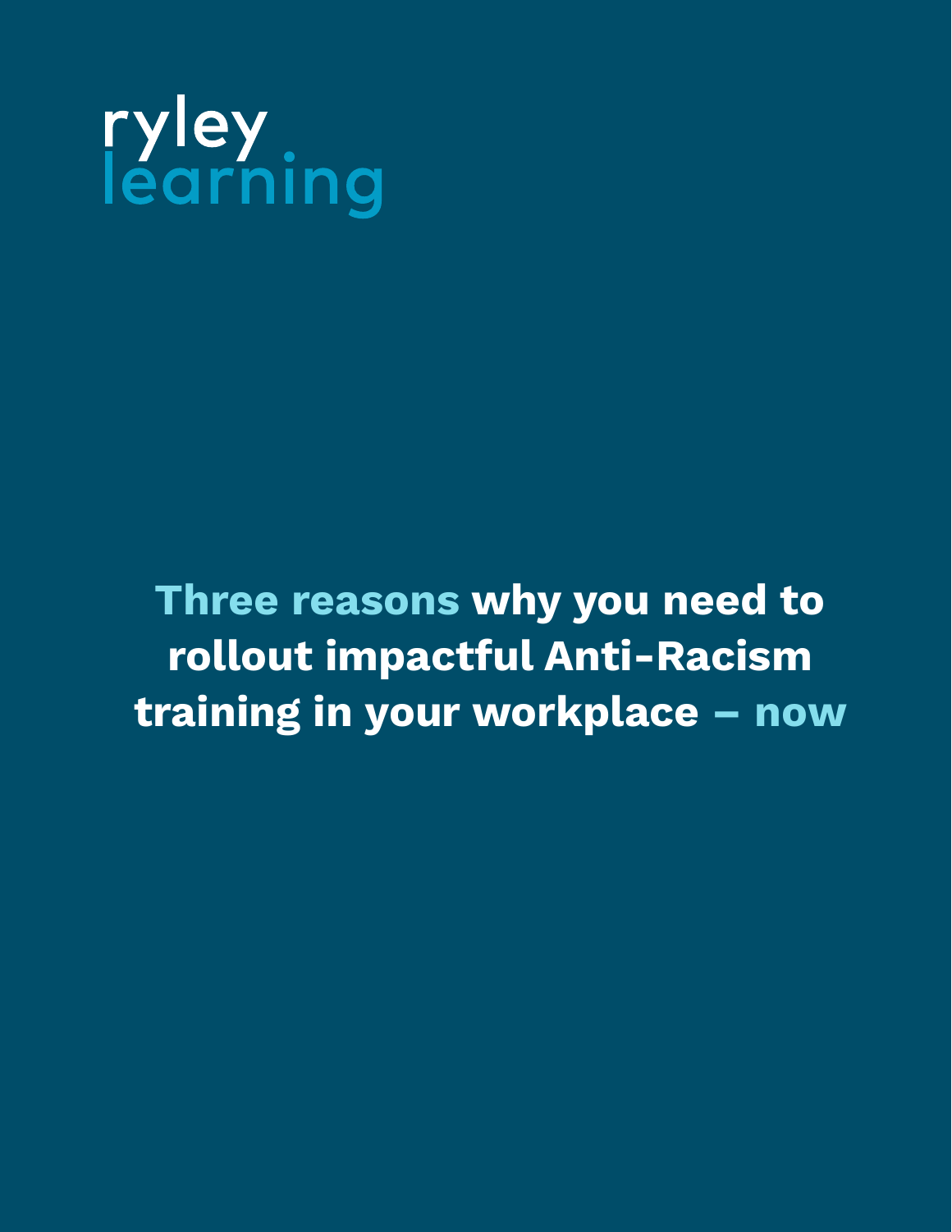ryley
learning

# Three reasons why you need to rollout impactful Anti-Racism training in your workplace – now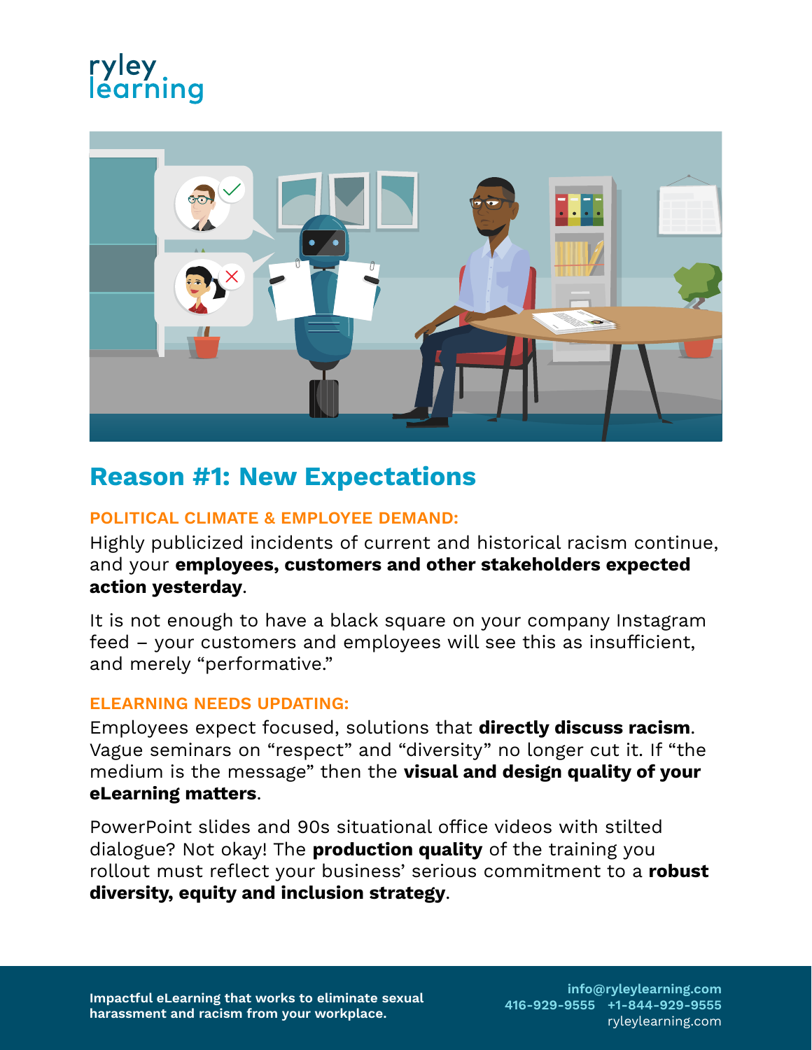ryley learning

## Reason #1: New Expectations

### POLITICAL CLIMATE & EMPLOYEE DEMAND:

Highly publicized incidents of current and historical racism continue, and your **employees, customers and other stakeholders expected action yesterday**.

It is not enough to have a black square on your company Instagram feed – your customers and employees will see this as insufficient, and merely "performative."

### ELEARNING NEEDS UPDATING:

Employees expect focused, solutions that **directly discuss racism**. Vague seminars on "respect" and "diversity" no longer cut it. If "the medium is the message" then the **visual and design quality of your eLearning matters**.

PowerPoint slides and 90s situational office videos with stilted dialogue? Not okay! The **production quality** of the training you rollout must reflect your business' serious commitment to a **robust diversity, equity and inclusion strategy**.

**Impactful eLearning that works to eliminate sexual harassment and racism from your workplace.**

**info@ryleylearning.com**
**416-929-9555 +1-844-929-9555**
ryleylearning.com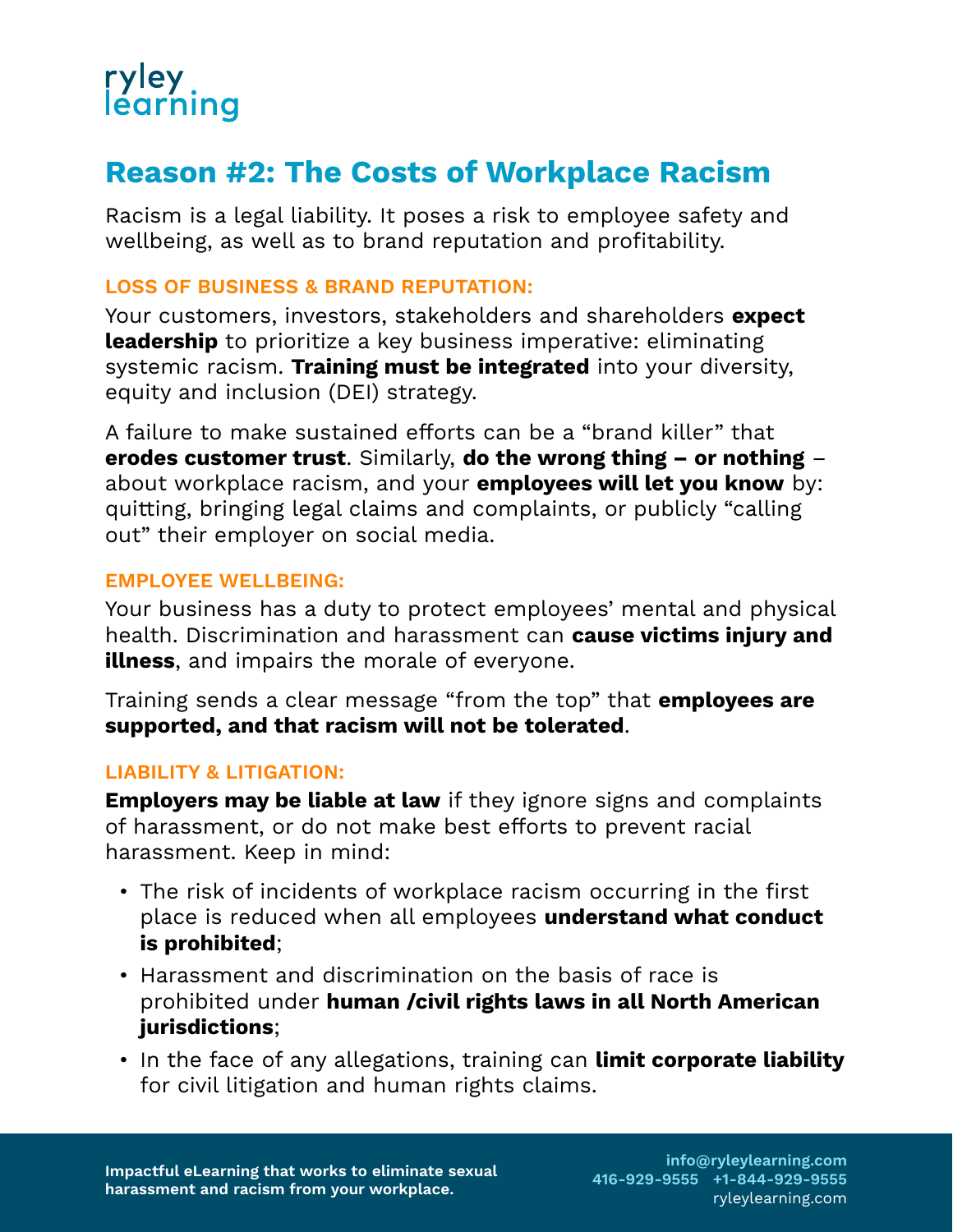# Reason #2: The Costs of Workplace Racism

Racism is a legal liability. It poses a risk to employee safety and wellbeing, as well as to brand reputation and profitability.

### LOSS OF BUSINESS & BRAND REPUTATION:

Your customers, investors, stakeholders and shareholders **expect leadership** to prioritize a key business imperative: eliminating systemic racism. **Training must be integrated** into your diversity, equity and inclusion (DEI) strategy.

A failure to make sustained efforts can be a "brand killer" that **erodes customer trust**. Similarly, **do the wrong thing – or nothing** – about workplace racism, and your **employees will let you know** by: quitting, bringing legal claims and complaints, or publicly "calling out" their employer on social media.

### EMPLOYEE WELLBEING:

Your business has a duty to protect employees' mental and physical health. Discrimination and harassment can **cause victims injury and illness**, and impairs the morale of everyone.

Training sends a clear message "from the top" that **employees are supported, and that racism will not be tolerated**.

### LIABILITY & LITIGATION:

**Employers may be liable at law** if they ignore signs and complaints of harassment, or do not make best efforts to prevent racial harassment. Keep in mind:

- The risk of incidents of workplace racism occurring in the first place is reduced when all employees **understand what conduct is prohibited**;
- Harassment and discrimination on the basis of race is prohibited under **human /civil rights laws in all North American jurisdictions**;
- In the face of any allegations, training can **limit corporate liability** for civil litigation and human rights claims.

**Impactful eLearning that works to eliminate sexual harassment and racism from your workplace.**

**info@ryleylearning.com**
**416-929-9555 +1-844-929-9555**
ryleylearning.com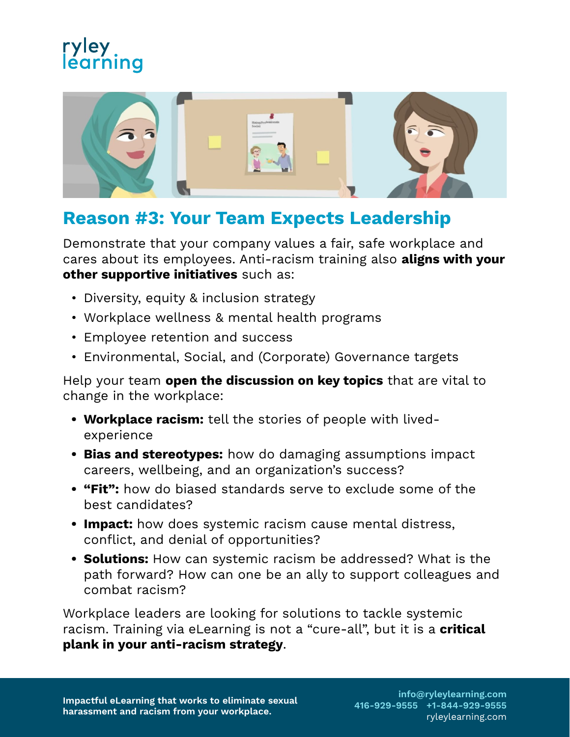ryley learning

## Reason #3: Your Team Expects Leadership

Demonstrate that your company values a fair, safe workplace and cares about its employees. Anti-racism training also **aligns with your other supportive initiatives** such as:

- Diversity, equity & inclusion strategy
- Workplace wellness & mental health programs
- Employee retention and success
- Environmental, Social, and (Corporate) Governance targets

Help your team **open the discussion on key topics** that are vital to change in the workplace:

- **Workplace racism:** tell the stories of people with lived-experience
- **Bias and stereotypes:** how do damaging assumptions impact careers, wellbeing, and an organization's success?
- **"Fit":** how do biased standards serve to exclude some of the best candidates?
- **Impact:** how does systemic racism cause mental distress, conflict, and denial of opportunities?
- **Solutions:** How can systemic racism be addressed? What is the path forward? How can one be an ally to support colleagues and combat racism?

Workplace leaders are looking for solutions to tackle systemic racism. Training via eLearning is not a "cure-all", but it is a **critical plank in your anti-racism strategy**.

**Impactful eLearning that works to eliminate sexual harassment and racism from your workplace.**

info@ryleylearning.com
416-929-9555 +1-844-929-9555
ryleylearning.com